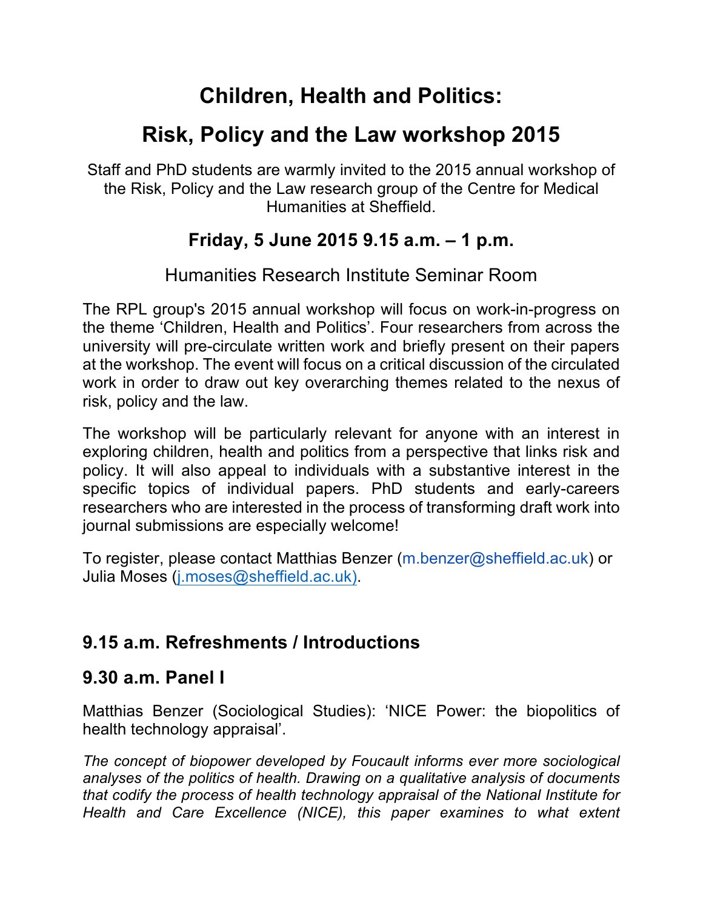# Children, Health and Politics:

# Risk, Policy and the Law workshop 2015

Staff and PhD students are warmly invited to the 2015 annual workshop of the Risk, Policy and the Law research group of the Centre for Medical Humanities at Sheffield.

## Friday, 5 June 2015 9.15 a.m. – 1 p.m.

Humanities Research Institute Seminar Room

The RPL group's 2015 annual workshop will focus on work-in-progress on the theme 'Children, Health and Politics'. Four researchers from across the university will pre-circulate written work and briefly present on their papers at the workshop. The event will focus on a critical discussion of the circulated work in order to draw out key overarching themes related to the nexus of risk, policy and the law.

The workshop will be particularly relevant for anyone with an interest in exploring children, health and politics from a perspective that links risk and policy. It will also appeal to individuals with a substantive interest in the specific topics of individual papers. PhD students and early-careers researchers who are interested in the process of transforming draft work into journal submissions are especially welcome!

To register, please contact Matthias Benzer (m.benzer@sheffield.ac.uk) or Julia Moses (j.moses@sheffield.ac.uk).

### 9.15 a.m. Refreshments / Introductions

### 9.30 a.m. Panel I

Matthias Benzer (Sociological Studies): 'NICE Power: the biopolitics of health technology appraisal'.

*The concept of biopower developed by Foucault informs ever more sociological analyses of the politics of health. Drawing on a qualitative analysis of documents that codify the process of health technology appraisal of the National Institute for Health and Care Excellence (NICE), this paper examines to what extent*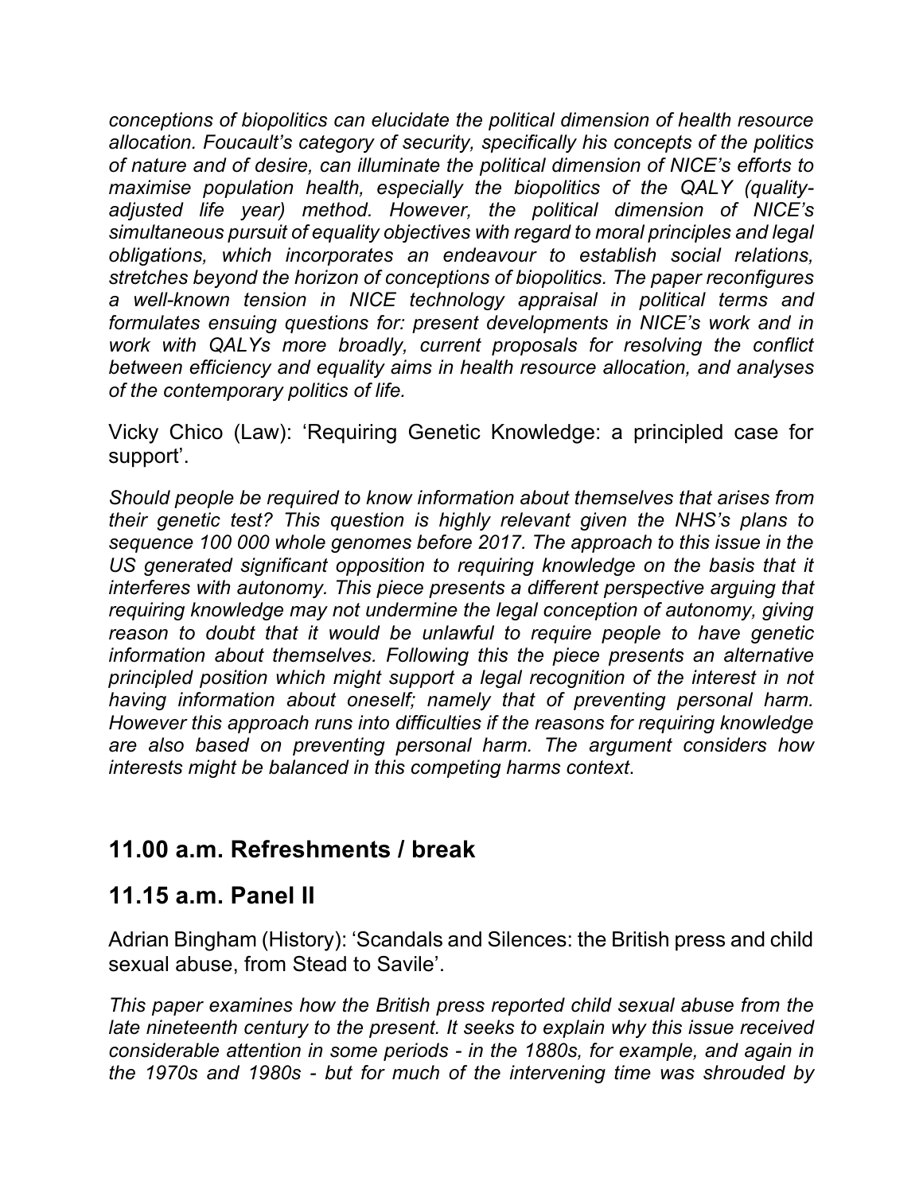*conceptions of biopolitics can elucidate the political dimension of health resource allocation. Foucault's category of security, specifically his concepts of the politics of nature and of desire, can illuminate the political dimension of NICE's efforts to maximise population health, especially the biopolitics of the QALY (quality-adjusted life year) method. However, the political dimension of NICE's simultaneous pursuit of equality objectives with regard to moral principles and legal obligations, which incorporates an endeavour to establish social relations, stretches beyond the horizon of conceptions of biopolitics. The paper reconfigures a well-known tension in NICE technology appraisal in political terms and formulates ensuing questions for: present developments in NICE's work and in work with QALYs more broadly, current proposals for resolving the conflict between efficiency and equality aims in health resource allocation, and analyses of the contemporary politics of life.*

Vicky Chico (Law): 'Requiring Genetic Knowledge: a principled case for support'.

*Should people be required to know information about themselves that arises from their genetic test? This question is highly relevant given the NHS's plans to sequence 100 000 whole genomes before 2017. The approach to this issue in the US generated significant opposition to requiring knowledge on the basis that it interferes with autonomy. This piece presents a different perspective arguing that requiring knowledge may not undermine the legal conception of autonomy, giving reason to doubt that it would be unlawful to require people to have genetic information about themselves. Following this the piece presents an alternative principled position which might support a legal recognition of the interest in not having information about oneself; namely that of preventing personal harm. However this approach runs into difficulties if the reasons for requiring knowledge are also based on preventing personal harm. The argument considers how interests might be balanced in this competing harms context*.

## 11.00 a.m. Refreshments / break

## 11.15 a.m. Panel II

Adrian Bingham (History): 'Scandals and Silences: the British press and child sexual abuse, from Stead to Savile'.

*This paper examines how the British press reported child sexual abuse from the late nineteenth century to the present. It seeks to explain why this issue received considerable attention in some periods - in the 1880s, for example, and again in the 1970s and 1980s - but for much of the intervening time was shrouded by*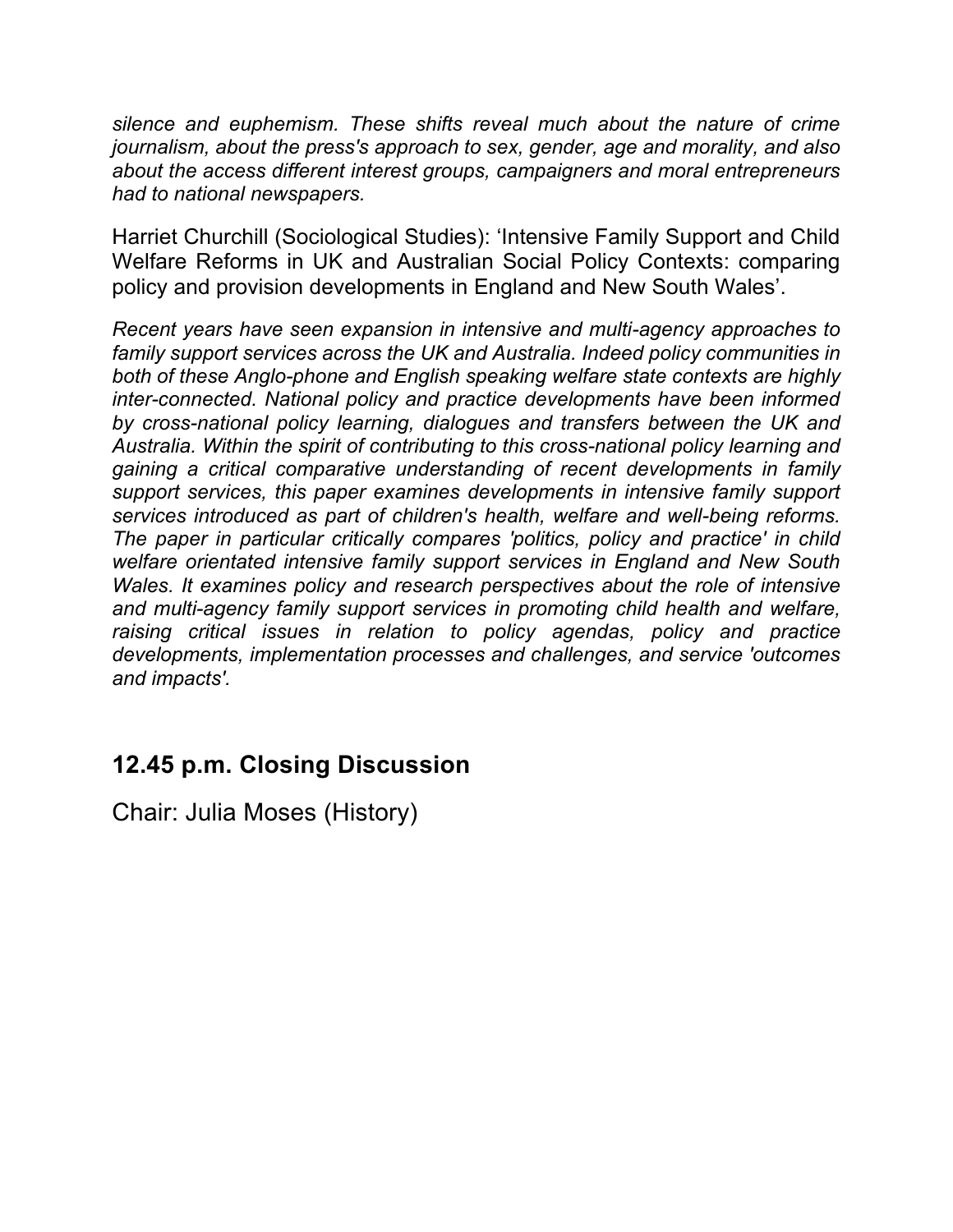*silence and euphemism. These shifts reveal much about the nature of crime journalism, about the press's approach to sex, gender, age and morality, and also about the access different interest groups, campaigners and moral entrepreneurs had to national newspapers.*

Harriet Churchill (Sociological Studies): 'Intensive Family Support and Child Welfare Reforms in UK and Australian Social Policy Contexts: comparing policy and provision developments in England and New South Wales'.

*Recent years have seen expansion in intensive and multi-agency approaches to family support services across the UK and Australia. Indeed policy communities in both of these Anglo-phone and English speaking welfare state contexts are highly inter-connected. National policy and practice developments have been informed by cross-national policy learning, dialogues and transfers between the UK and Australia. Within the spirit of contributing to this cross-national policy learning and gaining a critical comparative understanding of recent developments in family support services, this paper examines developments in intensive family support services introduced as part of children's health, welfare and well-being reforms. The paper in particular critically compares 'politics, policy and practice' in child welfare orientated intensive family support services in England and New South Wales. It examines policy and research perspectives about the role of intensive and multi-agency family support services in promoting child health and welfare, raising critical issues in relation to policy agendas, policy and practice developments, implementation processes and challenges, and service 'outcomes and impacts'.*

## 12.45 p.m. Closing Discussion

Chair: Julia Moses (History)